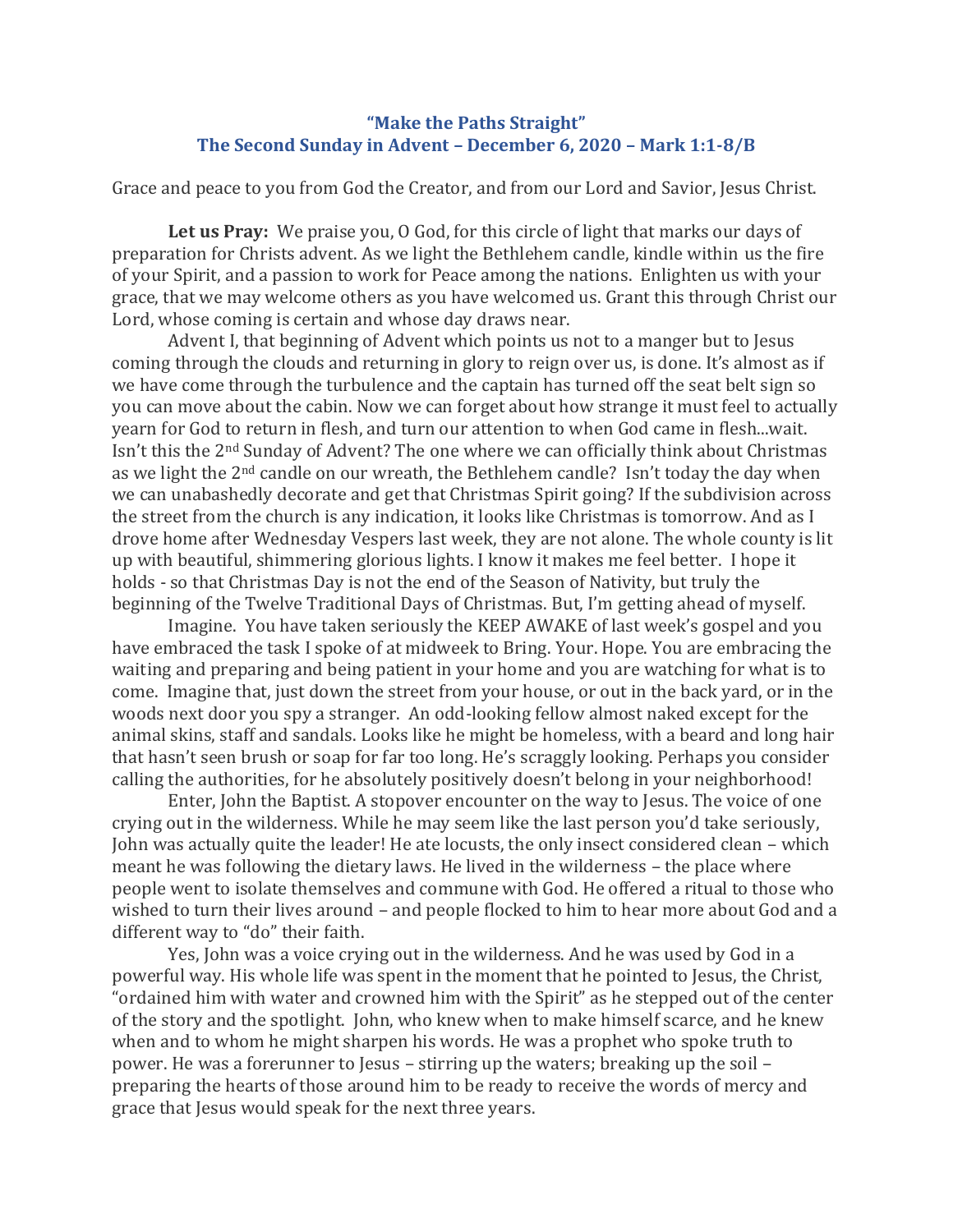## "Make the Paths Straight"
## The Second Sunday in Advent – December 6, 2020 – Mark 1:1-8/B

Grace and peace to you from God the Creator, and from our Lord and Savior, Jesus Christ.

**Let us Pray:** We praise you, O God, for this circle of light that marks our days of preparation for Christs advent. As we light the Bethlehem candle, kindle within us the fire of your Spirit, and a passion to work for Peace among the nations. Enlighten us with your grace, that we may welcome others as you have welcomed us. Grant this through Christ our Lord, whose coming is certain and whose day draws near.

Advent I, that beginning of Advent which points us not to a manger but to Jesus coming through the clouds and returning in glory to reign over us, is done. It's almost as if we have come through the turbulence and the captain has turned off the seat belt sign so you can move about the cabin. Now we can forget about how strange it must feel to actually yearn for God to return in flesh, and turn our attention to when God came in flesh...wait. Isn't this the 2nd Sunday of Advent? The one where we can officially think about Christmas as we light the 2nd candle on our wreath, the Bethlehem candle? Isn't today the day when we can unabashedly decorate and get that Christmas Spirit going? If the subdivision across the street from the church is any indication, it looks like Christmas is tomorrow. And as I drove home after Wednesday Vespers last week, they are not alone. The whole county is lit up with beautiful, shimmering glorious lights. I know it makes me feel better. I hope it holds - so that Christmas Day is not the end of the Season of Nativity, but truly the beginning of the Twelve Traditional Days of Christmas. But, I'm getting ahead of myself.

Imagine. You have taken seriously the KEEP AWAKE of last week's gospel and you have embraced the task I spoke of at midweek to Bring. Your. Hope. You are embracing the waiting and preparing and being patient in your home and you are watching for what is to come. Imagine that, just down the street from your house, or out in the back yard, or in the woods next door you spy a stranger. An odd-looking fellow almost naked except for the animal skins, staff and sandals. Looks like he might be homeless, with a beard and long hair that hasn't seen brush or soap for far too long. He's scraggly looking. Perhaps you consider calling the authorities, for he absolutely positively doesn't belong in your neighborhood!

Enter, John the Baptist. A stopover encounter on the way to Jesus. The voice of one crying out in the wilderness. While he may seem like the last person you'd take seriously, John was actually quite the leader! He ate locusts, the only insect considered clean – which meant he was following the dietary laws. He lived in the wilderness – the place where people went to isolate themselves and commune with God. He offered a ritual to those who wished to turn their lives around – and people flocked to him to hear more about God and a different way to "do" their faith.

Yes, John was a voice crying out in the wilderness. And he was used by God in a powerful way. His whole life was spent in the moment that he pointed to Jesus, the Christ, "ordained him with water and crowned him with the Spirit" as he stepped out of the center of the story and the spotlight. John, who knew when to make himself scarce, and he knew when and to whom he might sharpen his words. He was a prophet who spoke truth to power. He was a forerunner to Jesus – stirring up the waters; breaking up the soil – preparing the hearts of those around him to be ready to receive the words of mercy and grace that Jesus would speak for the next three years.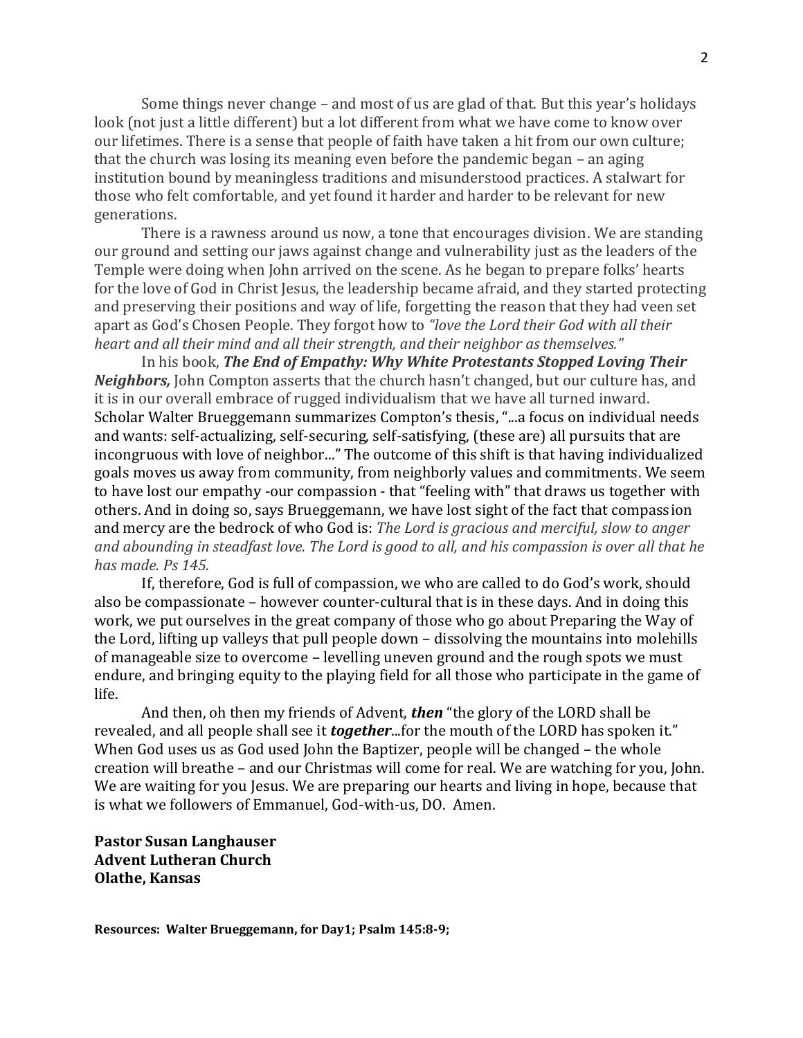Some things never change – and most of us are glad of that. But this year's holidays look (not just a little different) but a lot different from what we have come to know over our lifetimes. There is a sense that people of faith have taken a hit from our own culture; that the church was losing its meaning even before the pandemic began – an aging institution bound by meaningless traditions and misunderstood practices. A stalwart for those who felt comfortable, and yet found it harder and harder to be relevant for new generations.

There is a rawness around us now, a tone that encourages division. We are standing our ground and setting our jaws against change and vulnerability just as the leaders of the Temple were doing when John arrived on the scene. As he began to prepare folks' hearts for the love of God in Christ Jesus, the leadership became afraid, and they started protecting and preserving their positions and way of life, forgetting the reason that they had veen set apart as God's Chosen People. They forgot how to *"love the Lord their God with all their heart and all their mind and all their strength, and their neighbor as themselves."*

In his book, ***The End of Empathy: Why White Protestants Stopped Loving Their Neighbors,*** John Compton asserts that the church hasn't changed, but our culture has, and it is in our overall embrace of rugged individualism that we have all turned inward. Scholar Walter Brueggemann summarizes Compton's thesis, "...a focus on individual needs and wants: self-actualizing, self-securing, self-satisfying, (these are) all pursuits that are incongruous with love of neighbor..." The outcome of this shift is that having individualized goals moves us away from community, from neighborly values and commitments. We seem to have lost our empathy -our compassion - that "feeling with" that draws us together with others. And in doing so, says Brueggemann, we have lost sight of the fact that compassion and mercy are the bedrock of who God is: *The Lord is gracious and merciful, slow to anger and abounding in steadfast love. The Lord is good to all, and his compassion is over all that he has made. Ps 145.*

If, therefore, God is full of compassion, we who are called to do God's work, should also be compassionate – however counter-cultural that is in these days. And in doing this work, we put ourselves in the great company of those who go about Preparing the Way of the Lord, lifting up valleys that pull people down – dissolving the mountains into molehills of manageable size to overcome – levelling uneven ground and the rough spots we must endure, and bringing equity to the playing field for all those who participate in the game of life.

And then, oh then my friends of Advent, ***then*** "the glory of the LORD shall be revealed, and all people shall see it ***together***...for the mouth of the LORD has spoken it." When God uses us as God used John the Baptizer, people will be changed – the whole creation will breathe – and our Christmas will come for real. We are watching for you, John. We are waiting for you Jesus. We are preparing our hearts and living in hope, because that is what we followers of Emmanuel, God-with-us, DO. Amen.

**Pastor Susan Langhauser**
**Advent Lutheran Church**
**Olathe, Kansas**

**Resources: Walter Brueggemann, for Day1; Psalm 145:8-9;**